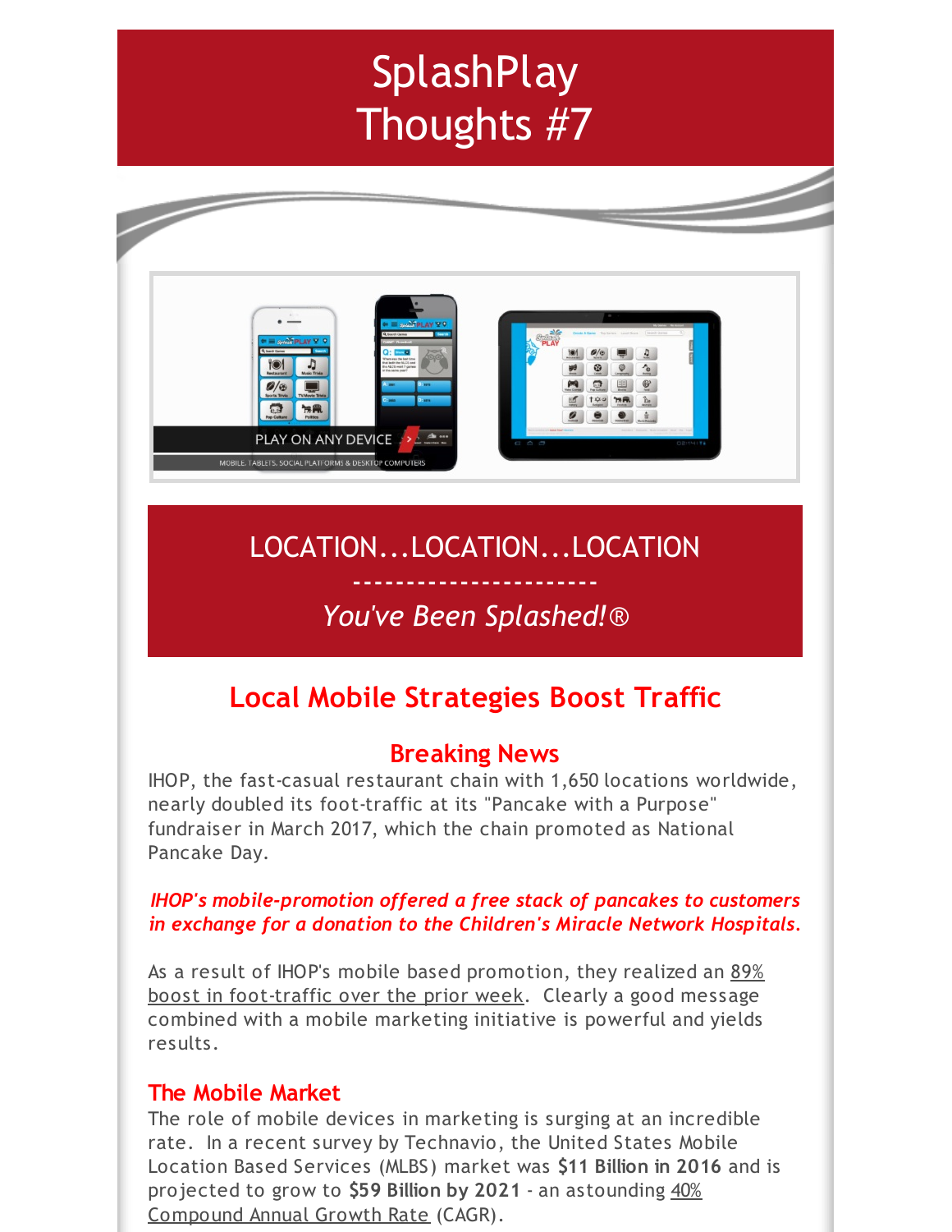# SplashPlay Thoughts #7

## LOCATION...LOCATION...LOCATION

-----------------------

*You've Been Splashed!®*

## Local Mobile Strategies Boost Traffic

### Breaking News

IHOP, the fast-casual restaurant chain with 1,650 locations worldwide, nearly doubled its foot-traffic at its "Pancake with a Purpose" fundraiser in March 2017, which the chain promoted as National Pancake Day.

*IHOP's mobile-promotion offered a free stack of pancakes to customers in exchange for a donation to the Children's Miracle Network Hospitals.*

As a result of IHOP's mobile based promotion, they realized an 89% boost in foot-traffic over the prior week. Clearly a good message combined with a mobile marketing initiative is powerful and yields results.

### The Mobile Market

The role of mobile devices in marketing is surging at an incredible rate. In a recent survey by Technavio, the United States Mobile Location Based Services (MLBS) market was **$11 Billion in 2016** and is projected to grow to **$59 Billion by 2021** - an astounding 40% Compound Annual Growth Rate (CAGR).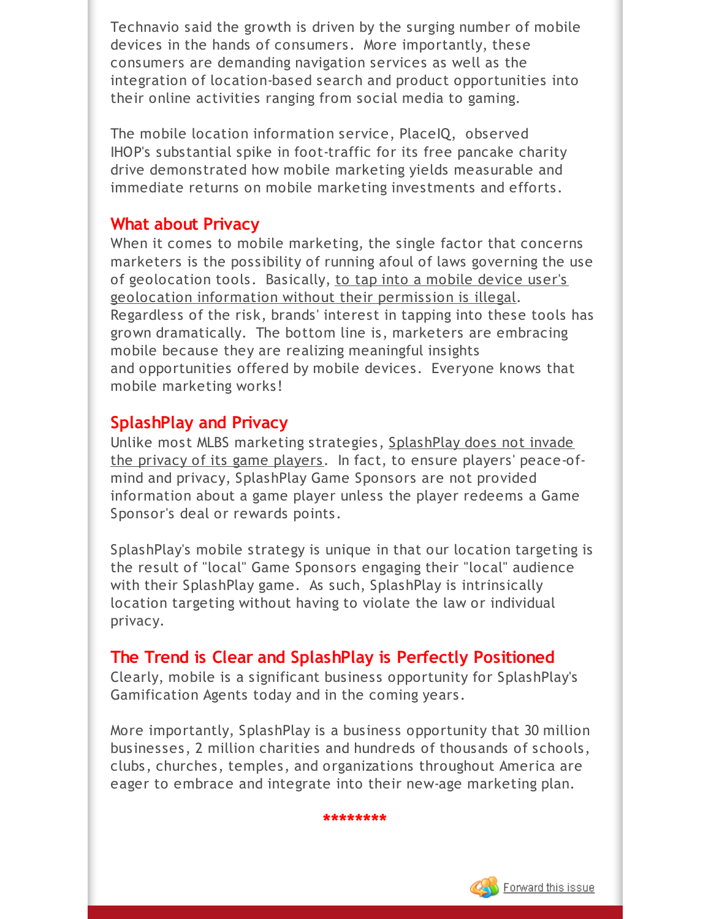Technavio said the growth is driven by the surging number of mobile devices in the hands of consumers. More importantly, these consumers are demanding navigation services as well as the integration of location-based search and product opportunities into their online activities ranging from social media to gaming.

The mobile location information service, PlaceIQ, observed IHOP's substantial spike in foot-traffic for its free pancake charity drive demonstrated how mobile marketing yields measurable and immediate returns on mobile marketing investments and efforts.

## What about Privacy

When it comes to mobile marketing, the single factor that concerns marketers is the possibility of running afoul of laws governing the use of geolocation tools. Basically, to tap into a mobile device user's geolocation information without their permission is illegal. Regardless of the risk, brands' interest in tapping into these tools has grown dramatically. The bottom line is, marketers are embracing mobile because they are realizing meaningful insights and opportunities offered by mobile devices. Everyone knows that mobile marketing works!

## SplashPlay and Privacy

Unlike most MLBS marketing strategies, SplashPlay does not invade the privacy of its game players. In fact, to ensure players' peace-of-mind and privacy, SplashPlay Game Sponsors are not provided information about a game player unless the player redeems a Game Sponsor's deal or rewards points.

SplashPlay's mobile strategy is unique in that our location targeting is the result of "local" Game Sponsors engaging their "local" audience with their SplashPlay game. As such, SplashPlay is intrinsically location targeting without having to violate the law or individual privacy.

## The Trend is Clear and SplashPlay is Perfectly Positioned

Clearly, mobile is a significant business opportunity for SplashPlay's Gamification Agents today and in the coming years.

More importantly, SplashPlay is a business opportunity that 30 million businesses, 2 million charities and hundreds of thousands of schools, clubs, churches, temples, and organizations throughout America are eager to embrace and integrate into their new-age marketing plan.

********

Forward this issue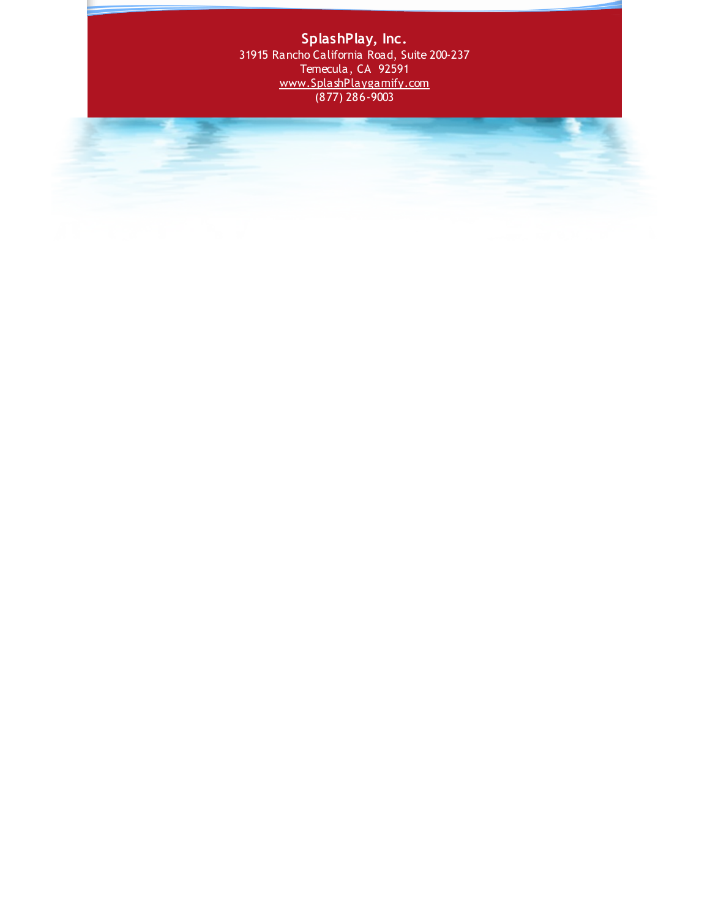**SplashPlay, Inc.**

31915 Rancho California Road, Suite 200-237

Temecula, CA 92591

www.SplashPlaygamify.com

(877) 286-9003